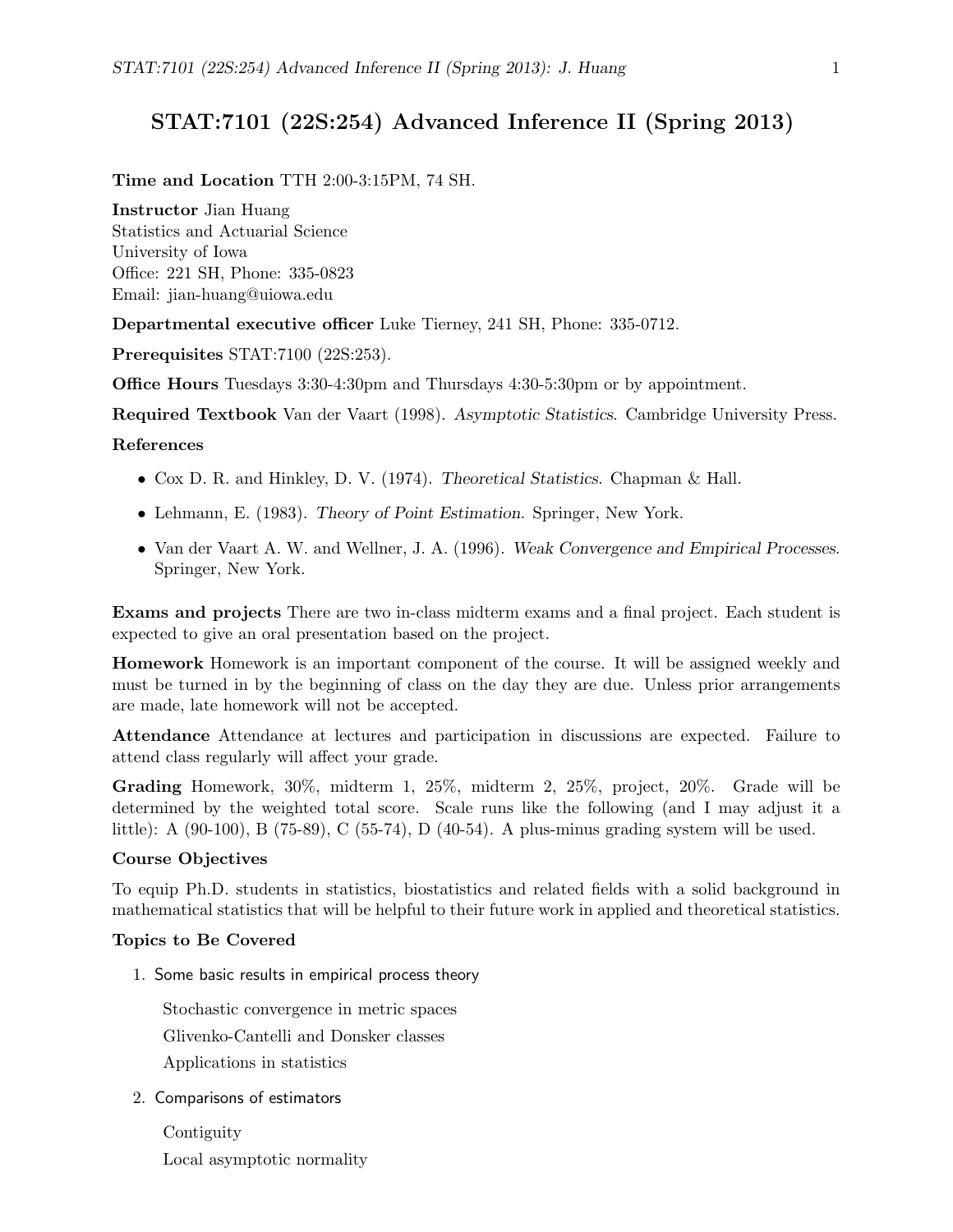# STAT:7101 (22S:254) Advanced Inference II (Spring 2013)

**Time and Location** TTH 2:00-3:15PM, 74 SH.

**Instructor** Jian Huang
Statistics and Actuarial Science
University of Iowa
Office: 221 SH, Phone: 335-0823
Email: jian-huang@uiowa.edu

**Departmental executive officer** Luke Tierney, 241 SH, Phone: 335-0712.

**Prerequisites** STAT:7100 (22S:253).

**Office Hours** Tuesdays 3:30-4:30pm and Thursdays 4:30-5:30pm or by appointment.

**Required Textbook** Van der Vaart (1998). *Asymptotic Statistics*. Cambridge University Press.

**References**

- Cox D. R. and Hinkley, D. V. (1974). *Theoretical Statistics*. Chapman & Hall.
- Lehmann, E. (1983). *Theory of Point Estimation*. Springer, New York.
- Van der Vaart A. W. and Wellner, J. A. (1996). *Weak Convergence and Empirical Processes*. Springer, New York.

**Exams and projects** There are two in-class midterm exams and a final project. Each student is expected to give an oral presentation based on the project.

**Homework** Homework is an important component of the course. It will be assigned weekly and must be turned in by the beginning of class on the day they are due. Unless prior arrangements are made, late homework will not be accepted.

**Attendance** Attendance at lectures and participation in discussions are expected. Failure to attend class regularly will affect your grade.

**Grading** Homework, 30%, midterm 1, 25%, midterm 2, 25%, project, 20%. Grade will be determined by the weighted total score. Scale runs like the following (and I may adjust it a little): A (90-100), B (75-89), C (55-74), D (40-54). A plus-minus grading system will be used.

**Course Objectives**

To equip Ph.D. students in statistics, biostatistics and related fields with a solid background in mathematical statistics that will be helpful to their future work in applied and theoretical statistics.

**Topics to Be Covered**

1. Some basic results in empirical process theory

   Stochastic convergence in metric spaces

   Glivenko-Cantelli and Donsker classes

   Applications in statistics

2. Comparisons of estimators

   Contiguity

   Local asymptotic normality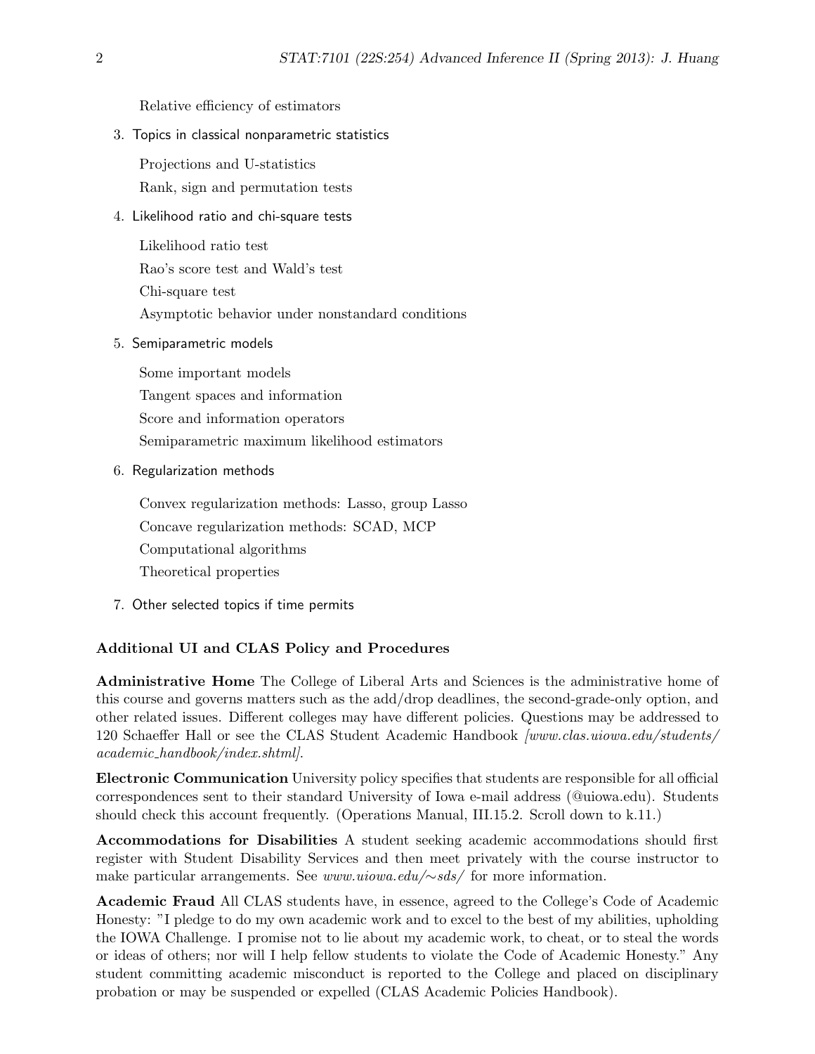Relative efficiency of estimators

3. Topics in classical nonparametric statistics

   Projections and U-statistics

   Rank, sign and permutation tests

4. Likelihood ratio and chi-square tests

   Likelihood ratio test

   Rao's score test and Wald's test

   Chi-square test

   Asymptotic behavior under nonstandard conditions

5. Semiparametric models

   Some important models

   Tangent spaces and information

   Score and information operators

   Semiparametric maximum likelihood estimators

6. Regularization methods

   Convex regularization methods: Lasso, group Lasso

   Concave regularization methods: SCAD, MCP

   Computational algorithms

   Theoretical properties

7. Other selected topics if time permits

### Additional UI and CLAS Policy and Procedures

**Administrative Home** The College of Liberal Arts and Sciences is the administrative home of this course and governs matters such as the add/drop deadlines, the second-grade-only option, and other related issues. Different colleges may have different policies. Questions may be addressed to 120 Schaeffer Hall or see the CLAS Student Academic Handbook *[www.clas.uiowa.edu/students/academic_handbook/index.shtml]*.

**Electronic Communication** University policy specifies that students are responsible for all official correspondences sent to their standard University of Iowa e-mail address (@uiowa.edu). Students should check this account frequently. (Operations Manual, III.15.2. Scroll down to k.11.)

**Accommodations for Disabilities** A student seeking academic accommodations should first register with Student Disability Services and then meet privately with the course instructor to make particular arrangements. See *www.uiowa.edu/~sds/* for more information.

**Academic Fraud** All CLAS students have, in essence, agreed to the College's Code of Academic Honesty: "I pledge to do my own academic work and to excel to the best of my abilities, upholding the IOWA Challenge. I promise not to lie about my academic work, to cheat, or to steal the words or ideas of others; nor will I help fellow students to violate the Code of Academic Honesty." Any student committing academic misconduct is reported to the College and placed on disciplinary probation or may be suspended or expelled (CLAS Academic Policies Handbook).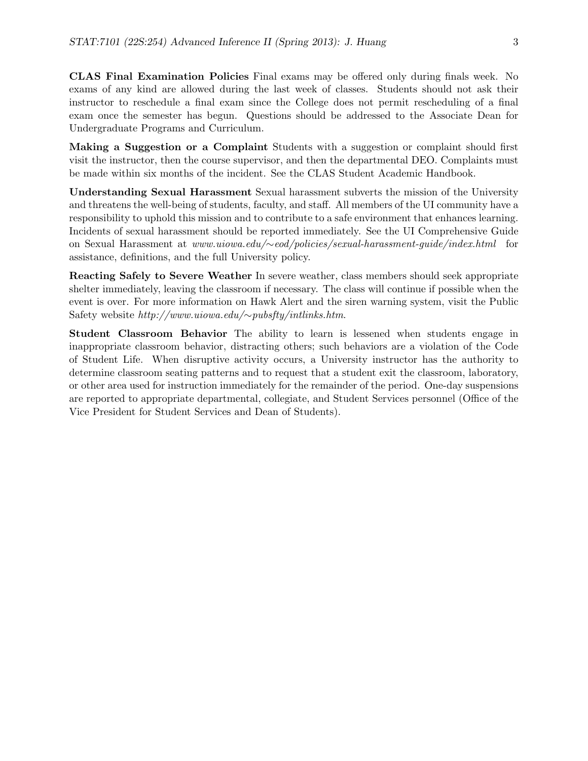**CLAS Final Examination Policies** Final exams may be offered only during finals week. No exams of any kind are allowed during the last week of classes. Students should not ask their instructor to reschedule a final exam since the College does not permit rescheduling of a final exam once the semester has begun. Questions should be addressed to the Associate Dean for Undergraduate Programs and Curriculum.

**Making a Suggestion or a Complaint** Students with a suggestion or complaint should first visit the instructor, then the course supervisor, and then the departmental DEO. Complaints must be made within six months of the incident. See the CLAS Student Academic Handbook.

**Understanding Sexual Harassment** Sexual harassment subverts the mission of the University and threatens the well-being of students, faculty, and staff. All members of the UI community have a responsibility to uphold this mission and to contribute to a safe environment that enhances learning. Incidents of sexual harassment should be reported immediately. See the UI Comprehensive Guide on Sexual Harassment at *www.uiowa.edu/∼eod/policies/sexual-harassment-guide/index.html* for assistance, definitions, and the full University policy.

**Reacting Safely to Severe Weather** In severe weather, class members should seek appropriate shelter immediately, leaving the classroom if necessary. The class will continue if possible when the event is over. For more information on Hawk Alert and the siren warning system, visit the Public Safety website *http://www.uiowa.edu/∼pubsfty/intlinks.htm*.

**Student Classroom Behavior** The ability to learn is lessened when students engage in inappropriate classroom behavior, distracting others; such behaviors are a violation of the Code of Student Life. When disruptive activity occurs, a University instructor has the authority to determine classroom seating patterns and to request that a student exit the classroom, laboratory, or other area used for instruction immediately for the remainder of the period. One-day suspensions are reported to appropriate departmental, collegiate, and Student Services personnel (Office of the Vice President for Student Services and Dean of Students).